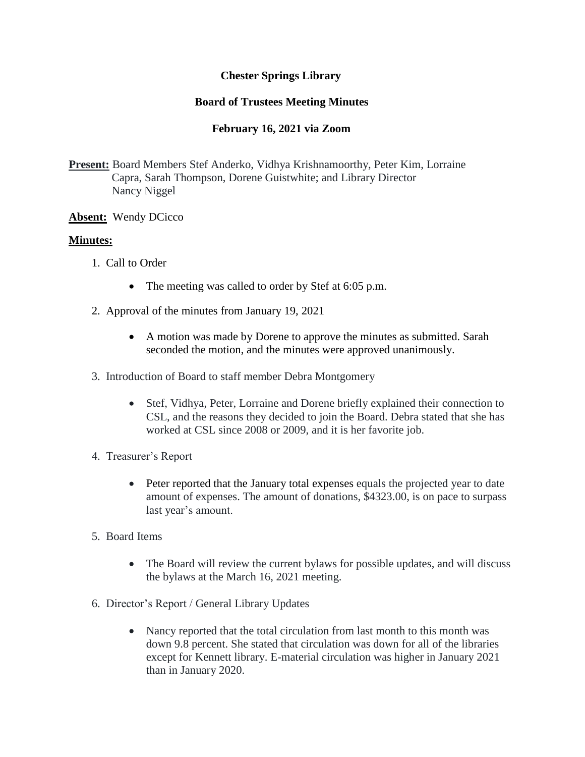**Chester Springs Library**

**Board of Trustees Meeting Minutes**

**February 16, 2021 via Zoom**

**Present:** Board Members Stef Anderko, Vidhya Krishnamoorthy, Peter Kim, Lorraine Capra, Sarah Thompson, Dorene Guistwhite; and Library Director Nancy Niggel

**Absent:** Wendy DCicco

**Minutes:**

1. Call to Order
   - The meeting was called to order by Stef at 6:05 p.m.
2. Approval of the minutes from January 19, 2021
   - A motion was made by Dorene to approve the minutes as submitted. Sarah seconded the motion, and the minutes were approved unanimously.
3. Introduction of Board to staff member Debra Montgomery
   - Stef, Vidhya, Peter, Lorraine and Dorene briefly explained their connection to CSL, and the reasons they decided to join the Board. Debra stated that she has worked at CSL since 2008 or 2009, and it is her favorite job.
4. Treasurer's Report
   - Peter reported that the January total expenses equals the projected year to date amount of expenses. The amount of donations, $4323.00, is on pace to surpass last year's amount.
5. Board Items
   - The Board will review the current bylaws for possible updates, and will discuss the bylaws at the March 16, 2021 meeting.
6. Director's Report / General Library Updates
   - Nancy reported that the total circulation from last month to this month was down 9.8 percent. She stated that circulation was down for all of the libraries except for Kennett library. E-material circulation was higher in January 2021 than in January 2020.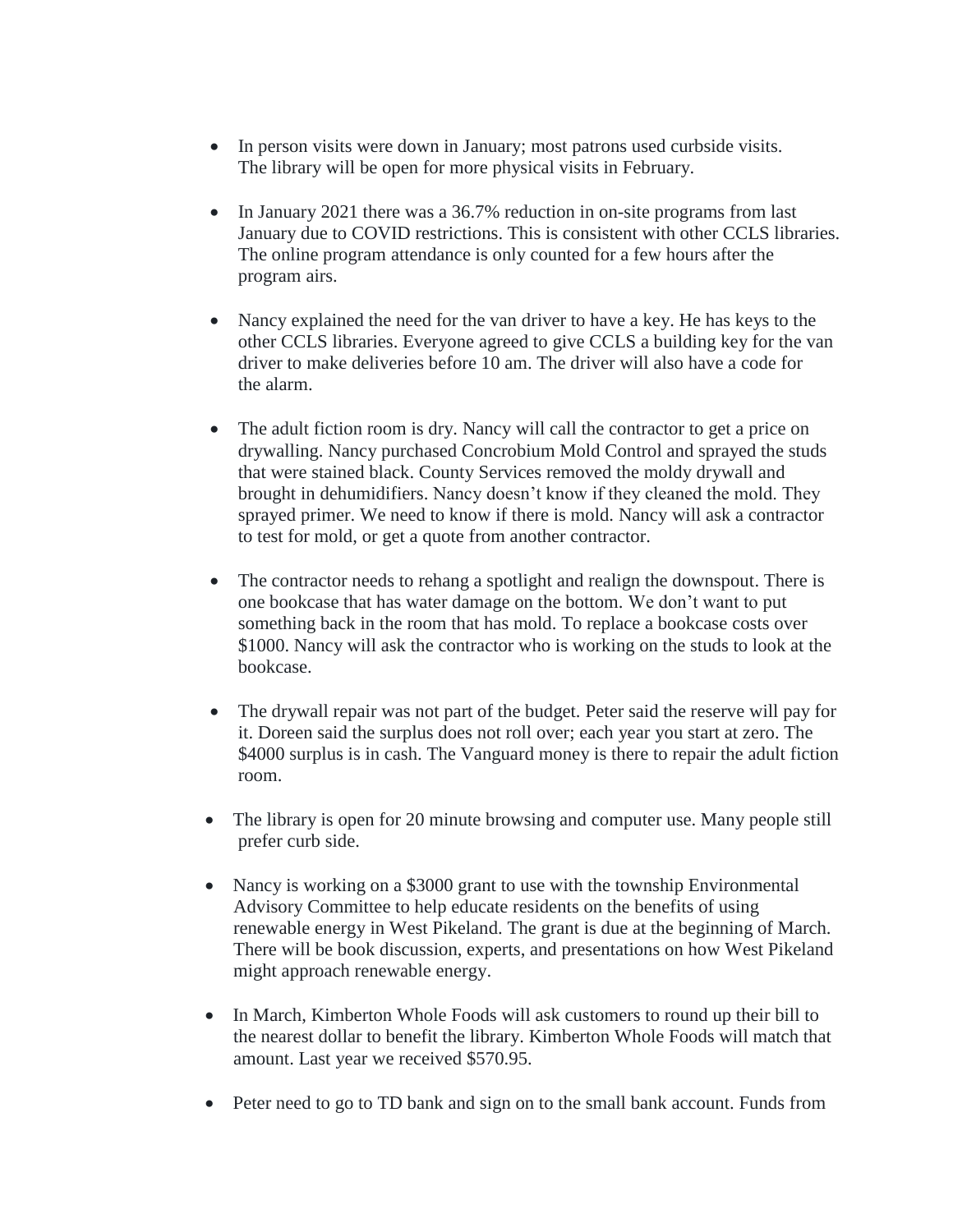- In person visits were down in January; most patrons used curbside visits. The library will be open for more physical visits in February.

- In January 2021 there was a 36.7% reduction in on-site programs from last January due to COVID restrictions. This is consistent with other CCLS libraries. The online program attendance is only counted for a few hours after the program airs.

- Nancy explained the need for the van driver to have a key. He has keys to the other CCLS libraries. Everyone agreed to give CCLS a building key for the van driver to make deliveries before 10 am. The driver will also have a code for the alarm.

- The adult fiction room is dry. Nancy will call the contractor to get a price on drywalling. Nancy purchased Concrobium Mold Control and sprayed the studs that were stained black. County Services removed the moldy drywall and brought in dehumidifiers. Nancy doesn't know if they cleaned the mold. They sprayed primer. We need to know if there is mold. Nancy will ask a contractor to test for mold, or get a quote from another contractor.

- The contractor needs to rehang a spotlight and realign the downspout. There is one bookcase that has water damage on the bottom. We don't want to put something back in the room that has mold. To replace a bookcase costs over $1000. Nancy will ask the contractor who is working on the studs to look at the bookcase.

- The drywall repair was not part of the budget. Peter said the reserve will pay for it. Doreen said the surplus does not roll over; each year you start at zero. The $4000 surplus is in cash. The Vanguard money is there to repair the adult fiction room.

- The library is open for 20 minute browsing and computer use. Many people still prefer curb side.

- Nancy is working on a $3000 grant to use with the township Environmental Advisory Committee to help educate residents on the benefits of using renewable energy in West Pikeland. The grant is due at the beginning of March. There will be book discussion, experts, and presentations on how West Pikeland might approach renewable energy.

- In March, Kimberton Whole Foods will ask customers to round up their bill to the nearest dollar to benefit the library. Kimberton Whole Foods will match that amount. Last year we received $570.95.

- Peter need to go to TD bank and sign on to the small bank account. Funds from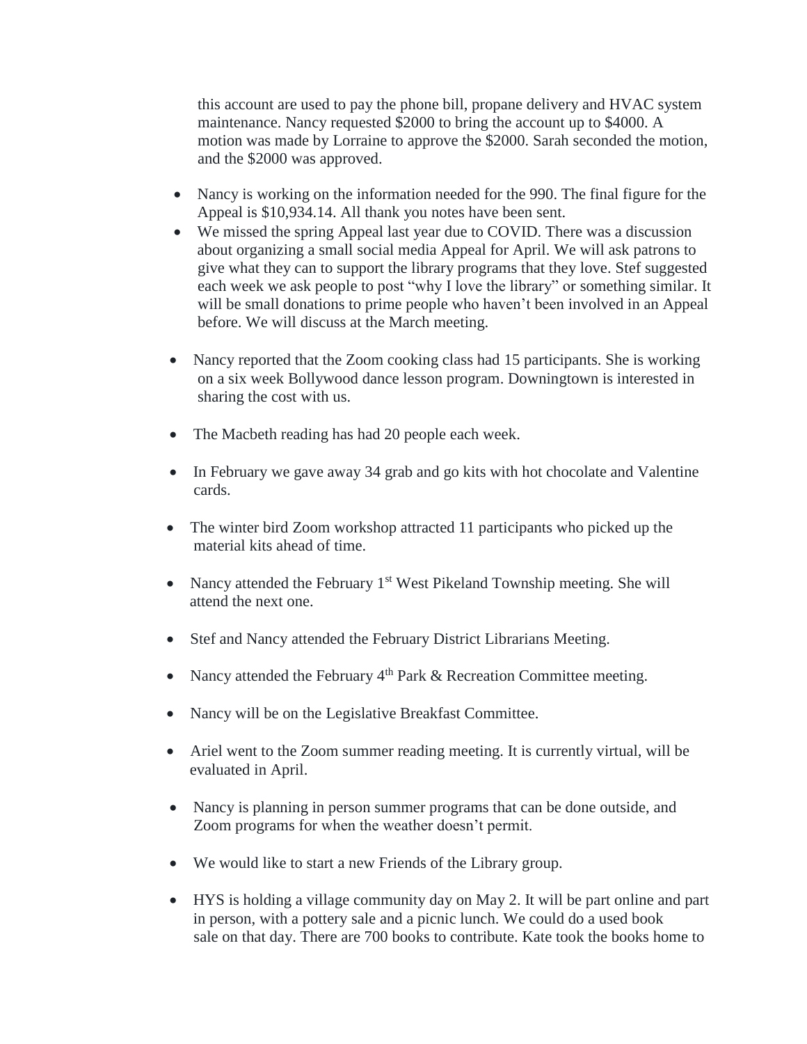this account are used to pay the phone bill, propane delivery and HVAC system maintenance. Nancy requested $2000 to bring the account up to $4000. A motion was made by Lorraine to approve the $2000. Sarah seconded the motion, and the $2000 was approved.

- Nancy is working on the information needed for the 990. The final figure for the Appeal is $10,934.14. All thank you notes have been sent.
- We missed the spring Appeal last year due to COVID. There was a discussion about organizing a small social media Appeal for April. We will ask patrons to give what they can to support the library programs that they love. Stef suggested each week we ask people to post "why I love the library" or something similar. It will be small donations to prime people who haven't been involved in an Appeal before. We will discuss at the March meeting.

- Nancy reported that the Zoom cooking class had 15 participants. She is working on a six week Bollywood dance lesson program. Downingtown is interested in sharing the cost with us.

- The Macbeth reading has had 20 people each week.

- In February we gave away 34 grab and go kits with hot chocolate and Valentine cards.

- The winter bird Zoom workshop attracted 11 participants who picked up the material kits ahead of time.

- Nancy attended the February 1st West Pikeland Township meeting. She will attend the next one.

- Stef and Nancy attended the February District Librarians Meeting.

- Nancy attended the February 4th Park & Recreation Committee meeting.

- Nancy will be on the Legislative Breakfast Committee.

- Ariel went to the Zoom summer reading meeting. It is currently virtual, will be evaluated in April.

- Nancy is planning in person summer programs that can be done outside, and Zoom programs for when the weather doesn't permit.

- We would like to start a new Friends of the Library group.

- HYS is holding a village community day on May 2. It will be part online and part in person, with a pottery sale and a picnic lunch. We could do a used book sale on that day. There are 700 books to contribute. Kate took the books home to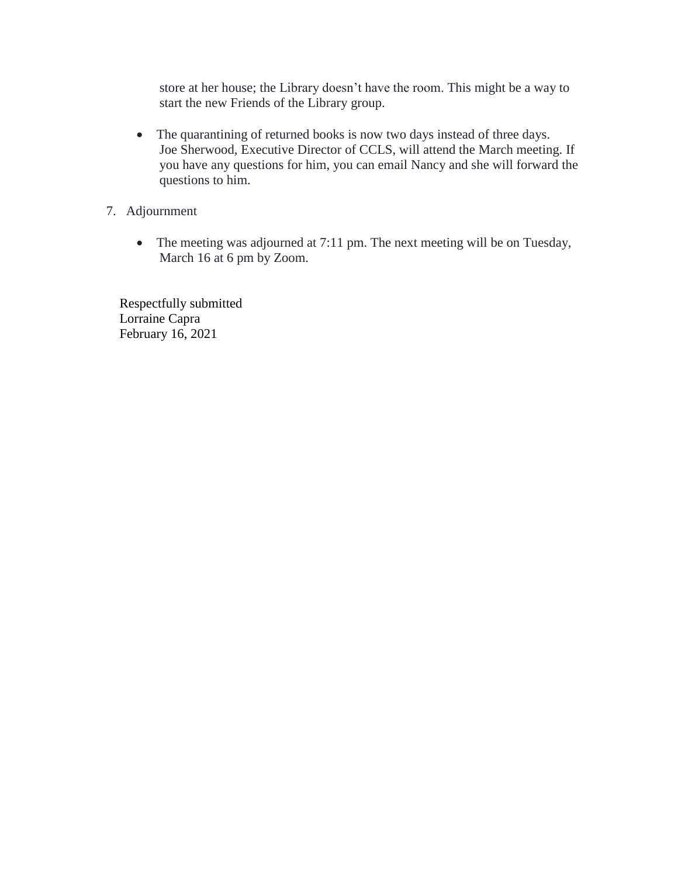store at her house; the Library doesn’t have the room. This might be a way to start the new Friends of the Library group.

- The quarantining of returned books is now two days instead of three days. Joe Sherwood, Executive Director of CCLS, will attend the March meeting. If you have any questions for him, you can email Nancy and she will forward the questions to him.

7. Adjournment

    - The meeting was adjourned at 7:11 pm. The next meeting will be on Tuesday, March 16 at 6 pm by Zoom.

Respectfully submitted  
Lorraine Capra  
February 16, 2021